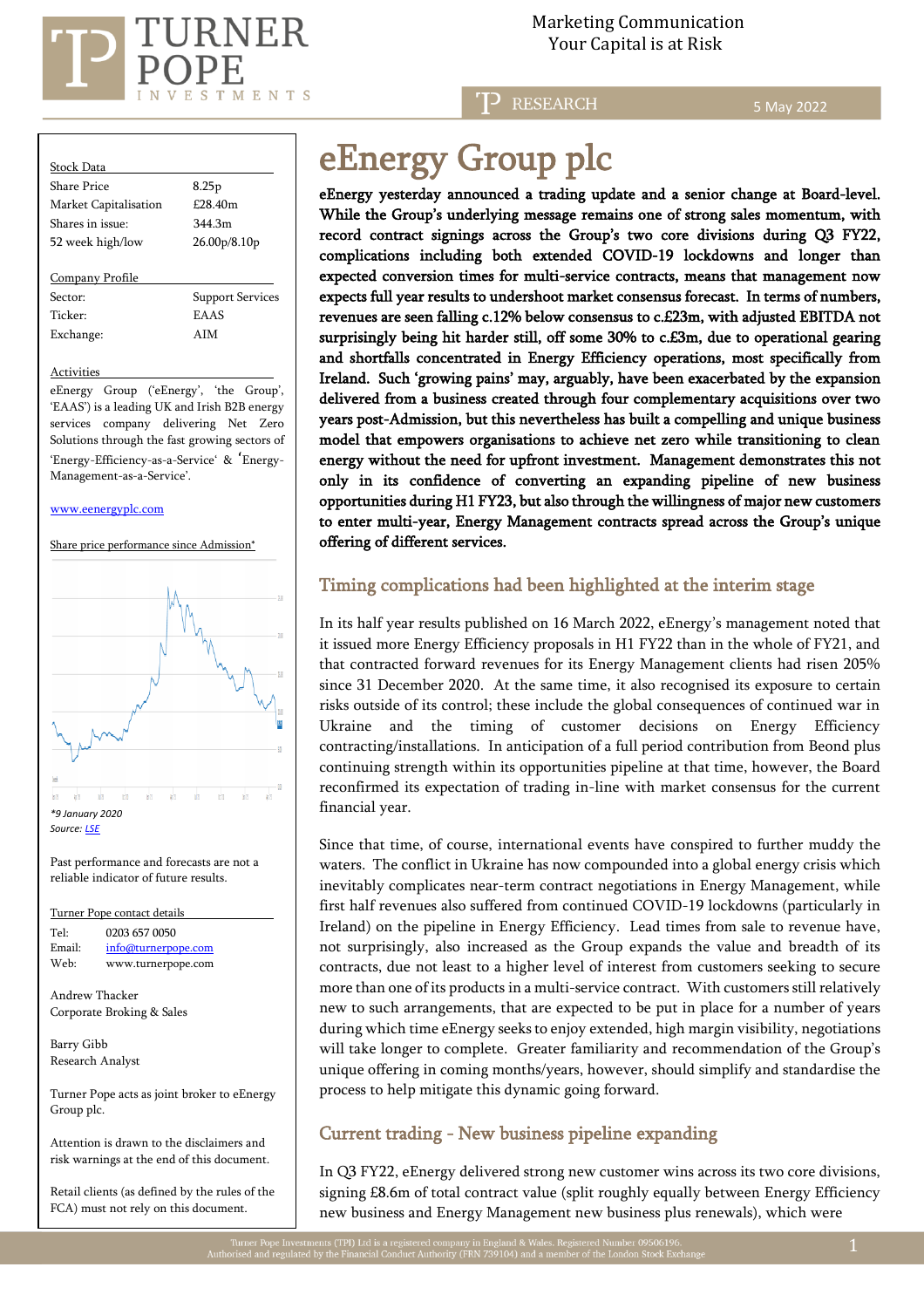Marketing Communication
Your Capital is at Risk

RESEARCH — 5 May 2022

# eEnergy Group plc

**eEnergy yesterday announced a trading update and a senior change at Board-level. While the Group's underlying message remains one of strong sales momentum, with record contract signings across the Group's two core divisions during Q3 FY22, complications including both extended COVID-19 lockdowns and longer than expected conversion times for multi-service contracts, means that management now expects full year results to undershoot market consensus forecast. In terms of numbers, revenues are seen falling c.12% below consensus to c.£23m, with adjusted EBITDA not surprisingly being hit harder still, off some 30% to c.£3m, due to operational gearing and shortfalls concentrated in Energy Efficiency operations, most specifically from Ireland. Such 'growing pains' may, arguably, have been exacerbated by the expansion delivered from a business created through four complementary acquisitions over two years post-Admission, but this nevertheless has built a compelling and unique business model that empowers organisations to achieve net zero while transitioning to clean energy without the need for upfront investment. Management demonstrates this not only in its confidence of converting an expanding pipeline of new business opportunities during H1 FY23, but also through the willingness of major new customers to enter multi-year, Energy Management contracts spread across the Group's unique offering of different services.**

## Timing complications had been highlighted at the interim stage

In its half year results published on 16 March 2022, eEnergy's management noted that it issued more Energy Efficiency proposals in H1 FY22 than in the whole of FY21, and that contracted forward revenues for its Energy Management clients had risen 205% since 31 December 2020. At the same time, it also recognised its exposure to certain risks outside of its control; these include the global consequences of continued war in Ukraine and the timing of customer decisions on Energy Efficiency contracting/installations. In anticipation of a full period contribution from Beond plus continuing strength within its opportunities pipeline at that time, however, the Board reconfirmed its expectation of trading in-line with market consensus for the current financial year.

Since that time, of course, international events have conspired to further muddy the waters. The conflict in Ukraine has now compounded into a global energy crisis which inevitably complicates near-term contract negotiations in Energy Management, while first half revenues also suffered from continued COVID-19 lockdowns (particularly in Ireland) on the pipeline in Energy Efficiency. Lead times from sale to revenue have, not surprisingly, also increased as the Group expands the value and breadth of its contracts, due not least to a higher level of interest from customers seeking to secure more than one of its products in a multi-service contract. With customers still relatively new to such arrangements, that are expected to be put in place for a number of years during which time eEnergy seeks to enjoy extended, high margin visibility, negotiations will take longer to complete. Greater familiarity and recommendation of the Group's unique offering in coming months/years, however, should simplify and standardise the process to help mitigate this dynamic going forward.

## Current trading - New business pipeline expanding

In Q3 FY22, eEnergy delivered strong new customer wins across its two core divisions, signing £8.6m of total contract value (split roughly equally between Energy Efficiency new business and Energy Management new business plus renewals), which were

---

**Stock Data**

| | |
|---|---|
| Share Price | 8.25p |
| Market Capitalisation | £28.40m |
| Shares in issue: | 344.3m |
| 52 week high/low | 26.00p/8.10p |

**Company Profile**

| | |
|---|---|
| Sector: | Support Services |
| Ticker: | EAAS |
| Exchange: | AIM |

**Activities**

eEnergy Group ('eEnergy', 'the Group', 'EAAS') is a leading UK and Irish B2B energy services company delivering Net Zero Solutions through the fast growing sectors of 'Energy-Efficiency-as-a-Service' & 'Energy-Management-as-a-Service'.

www.eenergyplc.com

Share price performance since Admission*

*\*9 January 2020*
*Source: LSE*

Past performance and forecasts are not a reliable indicator of future results.

**Turner Pope contact details**

| | |
|---|---|
| Tel: | 0203 657 0050 |
| Email: | info@turnerpope.com |
| Web: | www.turnerpope.com |

Andrew Thacker
Corporate Broking & Sales

Barry Gibb
Research Analyst

Turner Pope acts as joint broker to eEnergy Group plc.

Attention is drawn to the disclaimers and risk warnings at the end of this document.

Retail clients (as defined by the rules of the FCA) must not rely on this document.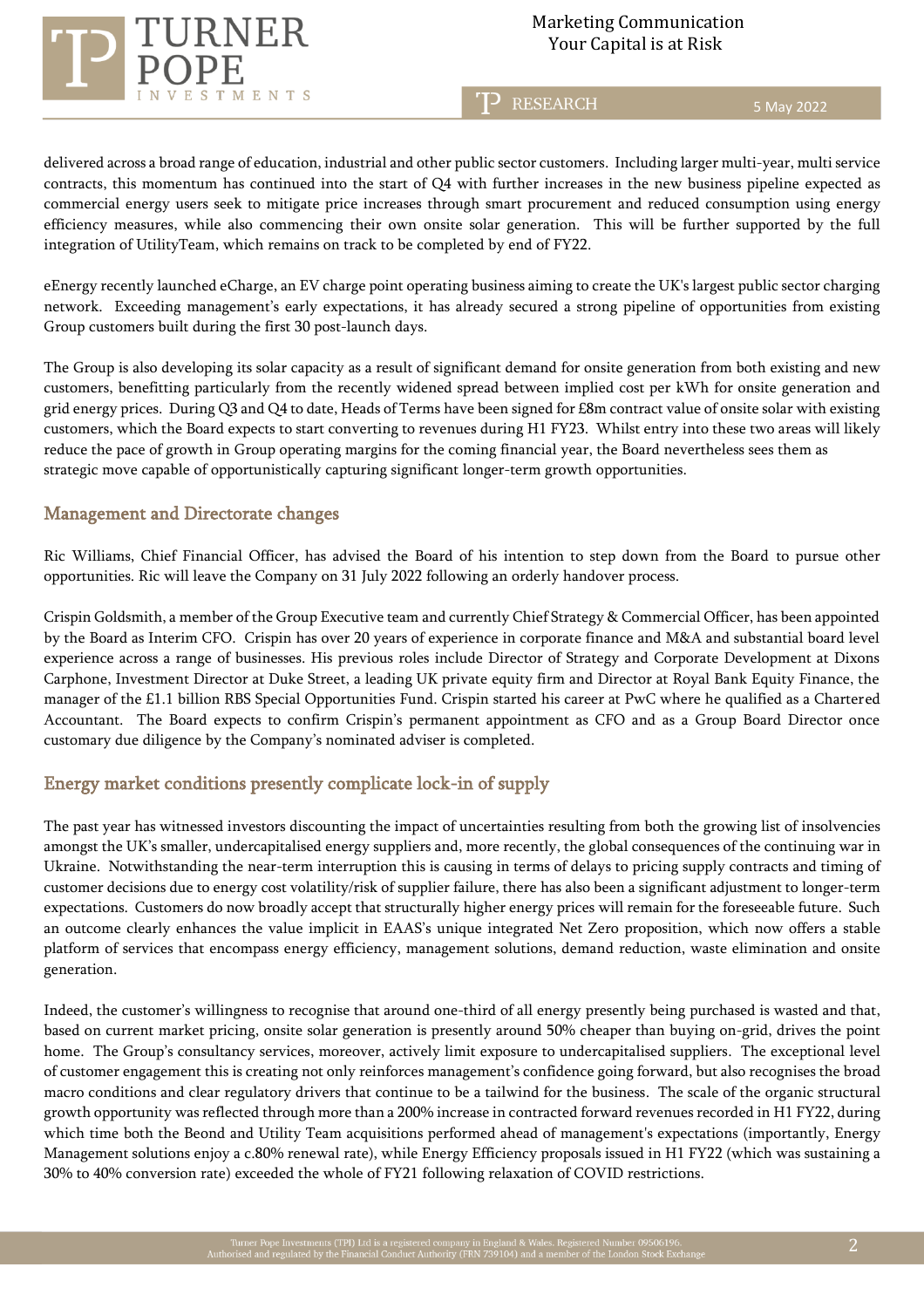delivered across a broad range of education, industrial and other public sector customers. Including larger multi-year, multi service contracts, this momentum has continued into the start of Q4 with further increases in the new business pipeline expected as commercial energy users seek to mitigate price increases through smart procurement and reduced consumption using energy efficiency measures, while also commencing their own onsite solar generation. This will be further supported by the full integration of UtilityTeam, which remains on track to be completed by end of FY22.

eEnergy recently launched eCharge, an EV charge point operating business aiming to create the UK's largest public sector charging network. Exceeding management's early expectations, it has already secured a strong pipeline of opportunities from existing Group customers built during the first 30 post-launch days.

The Group is also developing its solar capacity as a result of significant demand for onsite generation from both existing and new customers, benefitting particularly from the recently widened spread between implied cost per kWh for onsite generation and grid energy prices. During Q3 and Q4 to date, Heads of Terms have been signed for £8m contract value of onsite solar with existing customers, which the Board expects to start converting to revenues during H1 FY23. Whilst entry into these two areas will likely reduce the pace of growth in Group operating margins for the coming financial year, the Board nevertheless sees them as strategic move capable of opportunistically capturing significant longer-term growth opportunities.

## Management and Directorate changes

Ric Williams, Chief Financial Officer, has advised the Board of his intention to step down from the Board to pursue other opportunities. Ric will leave the Company on 31 July 2022 following an orderly handover process.

Crispin Goldsmith, a member of the Group Executive team and currently Chief Strategy & Commercial Officer, has been appointed by the Board as Interim CFO. Crispin has over 20 years of experience in corporate finance and M&A and substantial board level experience across a range of businesses. His previous roles include Director of Strategy and Corporate Development at Dixons Carphone, Investment Director at Duke Street, a leading UK private equity firm and Director at Royal Bank Equity Finance, the manager of the £1.1 billion RBS Special Opportunities Fund. Crispin started his career at PwC where he qualified as a Chartered Accountant. The Board expects to confirm Crispin's permanent appointment as CFO and as a Group Board Director once customary due diligence by the Company's nominated adviser is completed.

## Energy market conditions presently complicate lock-in of supply

The past year has witnessed investors discounting the impact of uncertainties resulting from both the growing list of insolvencies amongst the UK's smaller, undercapitalised energy suppliers and, more recently, the global consequences of the continuing war in Ukraine. Notwithstanding the near-term interruption this is causing in terms of delays to pricing supply contracts and timing of customer decisions due to energy cost volatility/risk of supplier failure, there has also been a significant adjustment to longer-term expectations. Customers do now broadly accept that structurally higher energy prices will remain for the foreseeable future. Such an outcome clearly enhances the value implicit in EAAS's unique integrated Net Zero proposition, which now offers a stable platform of services that encompass energy efficiency, management solutions, demand reduction, waste elimination and onsite generation.

Indeed, the customer's willingness to recognise that around one-third of all energy presently being purchased is wasted and that, based on current market pricing, onsite solar generation is presently around 50% cheaper than buying on-grid, drives the point home. The Group's consultancy services, moreover, actively limit exposure to undercapitalised suppliers. The exceptional level of customer engagement this is creating not only reinforces management's confidence going forward, but also recognises the broad macro conditions and clear regulatory drivers that continue to be a tailwind for the business. The scale of the organic structural growth opportunity was reflected through more than a 200% increase in contracted forward revenues recorded in H1 FY22, during which time both the Beond and Utility Team acquisitions performed ahead of management's expectations (importantly, Energy Management solutions enjoy a c.80% renewal rate), while Energy Efficiency proposals issued in H1 FY22 (which was sustaining a 30% to 40% conversion rate) exceeded the whole of FY21 following relaxation of COVID restrictions.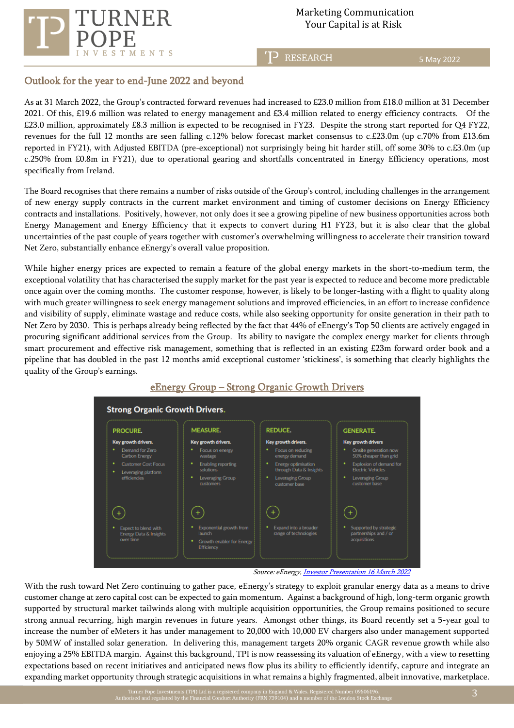## Outlook for the year to end-June 2022 and beyond

As at 31 March 2022, the Group's contracted forward revenues had increased to £23.0 million from £18.0 million at 31 December 2021. Of this, £19.6 million was related to energy management and £3.4 million related to energy efficiency contracts. Of the £23.0 million, approximately £8.3 million is expected to be recognised in FY23. Despite the strong start reported for Q4 FY22, revenues for the full 12 months are seen falling c.12% below forecast market consensus to c.£23.0m (up c.70% from £13.6m reported in FY21), with Adjusted EBITDA (pre-exceptional) not surprisingly being hit harder still, off some 30% to c.£3.0m (up c.250% from £0.8m in FY21), due to operational gearing and shortfalls concentrated in Energy Efficiency operations, most specifically from Ireland.

The Board recognises that there remains a number of risks outside of the Group's control, including challenges in the arrangement of new energy supply contracts in the current market environment and timing of customer decisions on Energy Efficiency contracts and installations. Positively, however, not only does it see a growing pipeline of new business opportunities across both Energy Management and Energy Efficiency that it expects to convert during H1 FY23, but it is also clear that the global uncertainties of the past couple of years together with customer's overwhelming willingness to accelerate their transition toward Net Zero, substantially enhance eEnergy's overall value proposition.

While higher energy prices are expected to remain a feature of the global energy markets in the short-to-medium term, the exceptional volatility that has characterised the supply market for the past year is expected to reduce and become more predictable once again over the coming months. The customer response, however, is likely to be longer-lasting with a flight to quality along with much greater willingness to seek energy management solutions and improved efficiencies, in an effort to increase confidence and visibility of supply, eliminate wastage and reduce costs, while also seeking opportunity for onsite generation in their path to Net Zero by 2030. This is perhaps already being reflected by the fact that 44% of eEnergy's Top 50 clients are actively engaged in procuring significant additional services from the Group. Its ability to navigate the complex energy market for clients through smart procurement and effective risk management, something that is reflected in an existing £23m forward order book and a pipeline that has doubled in the past 12 months amid exceptional customer 'stickiness', is something that clearly highlights the quality of the Group's earnings.

**eEnergy Group – Strong Organic Growth Drivers**

**Strong Organic Growth Drivers.**

| PROCURE. | MEASURE. | REDUCE. | GENERATE. |
|---|---|---|---|
| Key growth drivers. | Key growth drivers. | Key growth drivers. | Key growth drivers |
| • Demand for Zero Carbon Energy<br>• Customer Cost Focus<br>• Leveraging platform efficiencies | • Focus on energy wastage<br>• Enabling reporting solutions<br>• Leveraging Group customers | • Focus on reducing energy demand<br>• Energy optimisation through Data & Insights<br>• Leveraging Group customer base | • Onsite generation now 50% cheaper than grid<br>• Explosion of demand for Electric Vehicles<br>• Leveraging Group customer base |
| + | + | + | + |
| • Expect to blend with Energy Data & Insights over time | • Exponential growth from launch<br>• Growth enabler for Energy Efficiency | • Expand into a broader range of technologies | • Supported by strategic partnerships and / or acquisitions |

*Source: eEnergy, Investor Presentation 16 March 2022*

With the rush toward Net Zero continuing to gather pace, eEnergy's strategy to exploit granular energy data as a means to drive customer change at zero capital cost can be expected to gain momentum. Against a background of high, long-term organic growth supported by structural market tailwinds along with multiple acquisition opportunities, the Group remains positioned to secure strong annual recurring, high margin revenues in future years. Amongst other things, its Board recently set a 5-year goal to increase the number of eMeters it has under management to 20,000 with 10,000 EV chargers also under management supported by 50MW of installed solar generation. In delivering this, management targets 20% organic CAGR revenue growth while also enjoying a 25% EBITDA margin. Against this background, TPI is now reassessing its valuation of eEnergy, with a view to resetting expectations based on recent initiatives and anticipated news flow plus its ability to efficiently identify, capture and integrate an expanding market opportunity through strategic acquisitions in what remains a highly fragmented, albeit innovative, marketplace.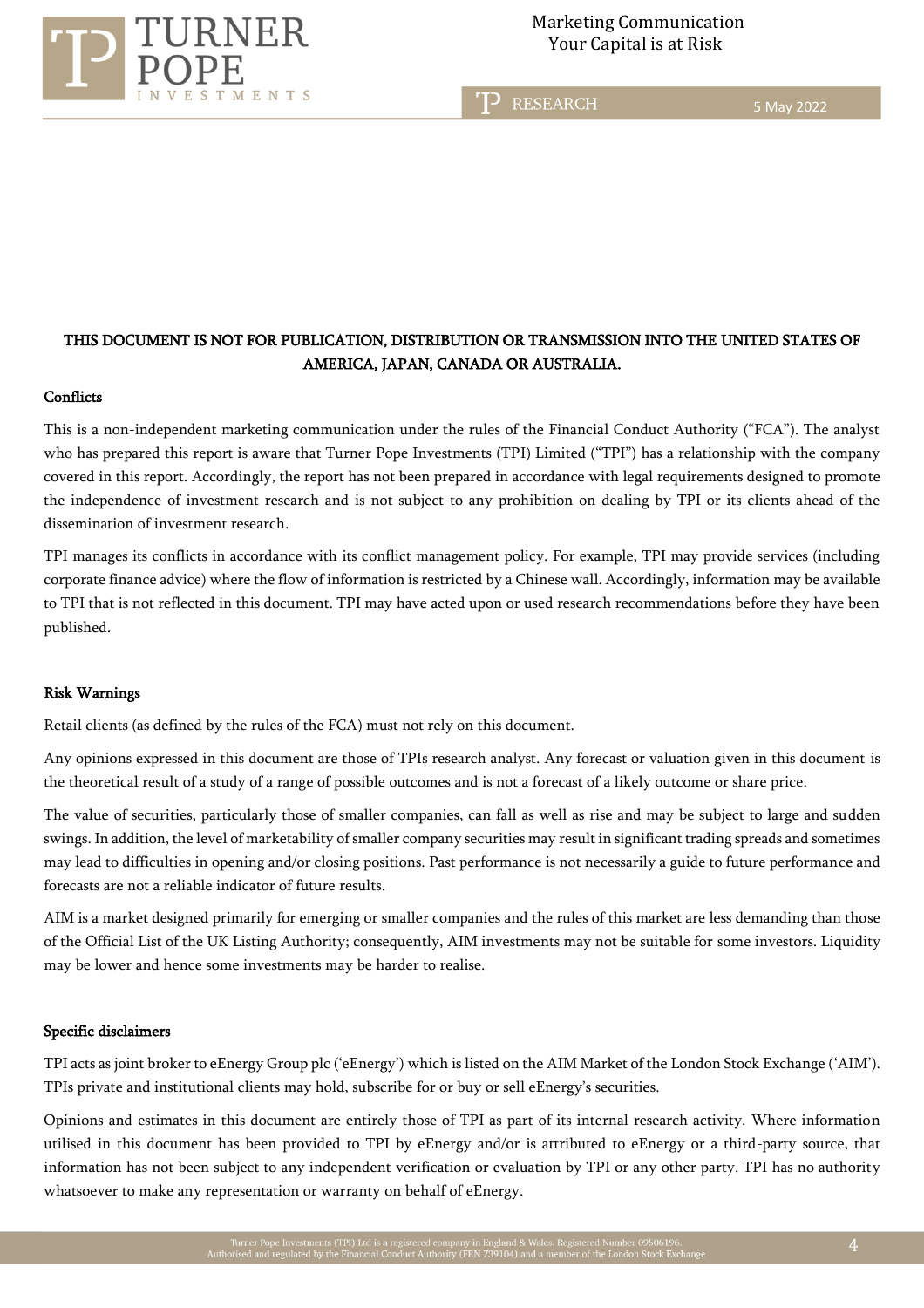**THIS DOCUMENT IS NOT FOR PUBLICATION, DISTRIBUTION OR TRANSMISSION INTO THE UNITED STATES OF AMERICA, JAPAN, CANADA OR AUSTRALIA.**

## Conflicts

This is a non-independent marketing communication under the rules of the Financial Conduct Authority ("FCA"). The analyst who has prepared this report is aware that Turner Pope Investments (TPI) Limited ("TPI") has a relationship with the company covered in this report. Accordingly, the report has not been prepared in accordance with legal requirements designed to promote the independence of investment research and is not subject to any prohibition on dealing by TPI or its clients ahead of the dissemination of investment research.

TPI manages its conflicts in accordance with its conflict management policy. For example, TPI may provide services (including corporate finance advice) where the flow of information is restricted by a Chinese wall. Accordingly, information may be available to TPI that is not reflected in this document. TPI may have acted upon or used research recommendations before they have been published.

## Risk Warnings

Retail clients (as defined by the rules of the FCA) must not rely on this document.

Any opinions expressed in this document are those of TPIs research analyst. Any forecast or valuation given in this document is the theoretical result of a study of a range of possible outcomes and is not a forecast of a likely outcome or share price.

The value of securities, particularly those of smaller companies, can fall as well as rise and may be subject to large and sudden swings. In addition, the level of marketability of smaller company securities may result in significant trading spreads and sometimes may lead to difficulties in opening and/or closing positions. Past performance is not necessarily a guide to future performance and forecasts are not a reliable indicator of future results.

AIM is a market designed primarily for emerging or smaller companies and the rules of this market are less demanding than those of the Official List of the UK Listing Authority; consequently, AIM investments may not be suitable for some investors. Liquidity may be lower and hence some investments may be harder to realise.

## Specific disclaimers

TPI acts as joint broker to eEnergy Group plc ('eEnergy') which is listed on the AIM Market of the London Stock Exchange ('AIM'). TPIs private and institutional clients may hold, subscribe for or buy or sell eEnergy's securities.

Opinions and estimates in this document are entirely those of TPI as part of its internal research activity. Where information utilised in this document has been provided to TPI by eEnergy and/or is attributed to eEnergy or a third-party source, that information has not been subject to any independent verification or evaluation by TPI or any other party. TPI has no authority whatsoever to make any representation or warranty on behalf of eEnergy.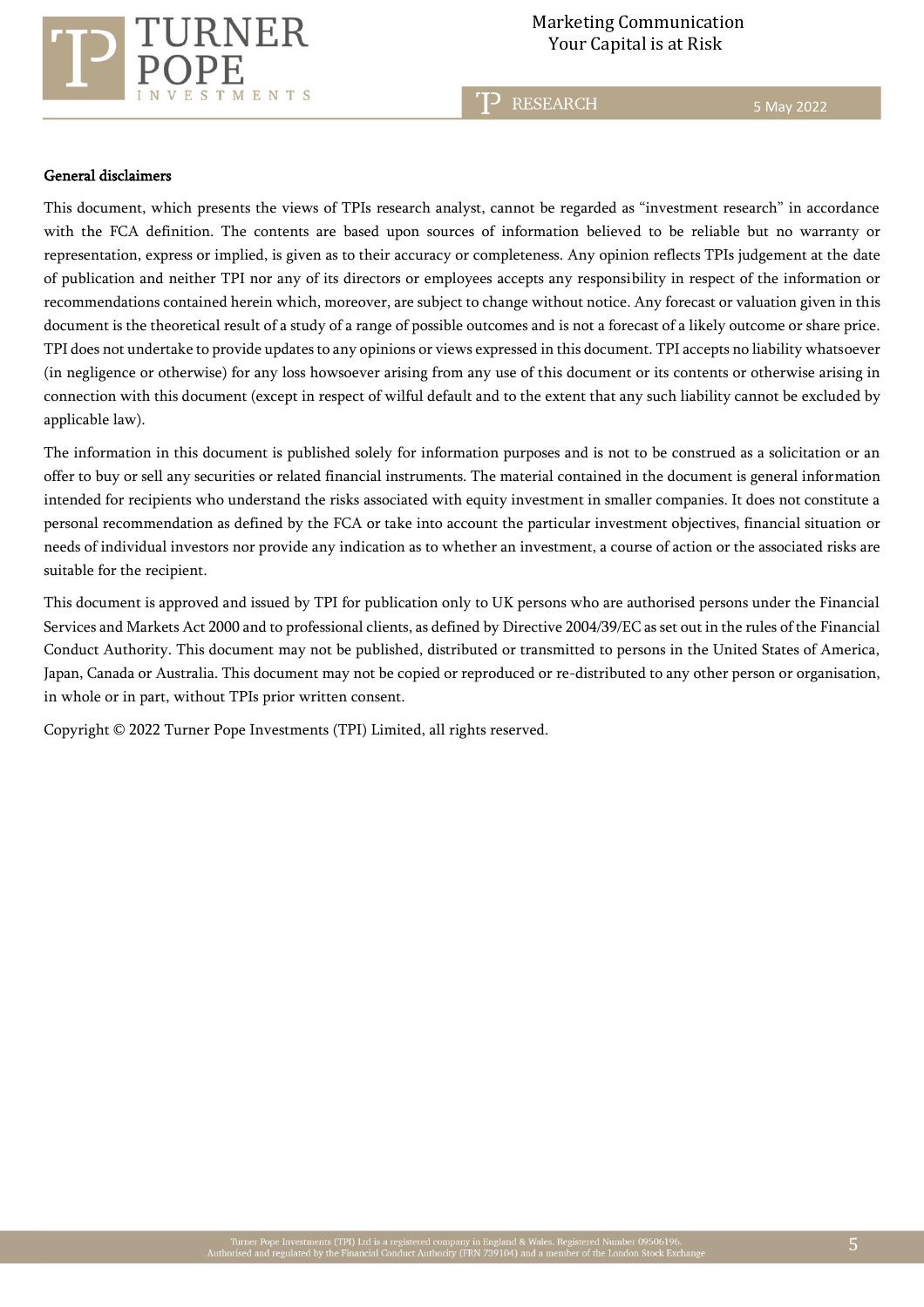## General disclaimers

This document, which presents the views of TPIs research analyst, cannot be regarded as "investment research" in accordance with the FCA definition. The contents are based upon sources of information believed to be reliable but no warranty or representation, express or implied, is given as to their accuracy or completeness. Any opinion reflects TPIs judgement at the date of publication and neither TPI nor any of its directors or employees accepts any responsibility in respect of the information or recommendations contained herein which, moreover, are subject to change without notice. Any forecast or valuation given in this document is the theoretical result of a study of a range of possible outcomes and is not a forecast of a likely outcome or share price. TPI does not undertake to provide updates to any opinions or views expressed in this document. TPI accepts no liability whatsoever (in negligence or otherwise) for any loss howsoever arising from any use of this document or its contents or otherwise arising in connection with this document (except in respect of wilful default and to the extent that any such liability cannot be excluded by applicable law).

The information in this document is published solely for information purposes and is not to be construed as a solicitation or an offer to buy or sell any securities or related financial instruments. The material contained in the document is general information intended for recipients who understand the risks associated with equity investment in smaller companies. It does not constitute a personal recommendation as defined by the FCA or take into account the particular investment objectives, financial situation or needs of individual investors nor provide any indication as to whether an investment, a course of action or the associated risks are suitable for the recipient.

This document is approved and issued by TPI for publication only to UK persons who are authorised persons under the Financial Services and Markets Act 2000 and to professional clients, as defined by Directive 2004/39/EC as set out in the rules of the Financial Conduct Authority. This document may not be published, distributed or transmitted to persons in the United States of America, Japan, Canada or Australia. This document may not be copied or reproduced or re-distributed to any other person or organisation, in whole or in part, without TPIs prior written consent.

Copyright © 2022 Turner Pope Investments (TPI) Limited, all rights reserved.